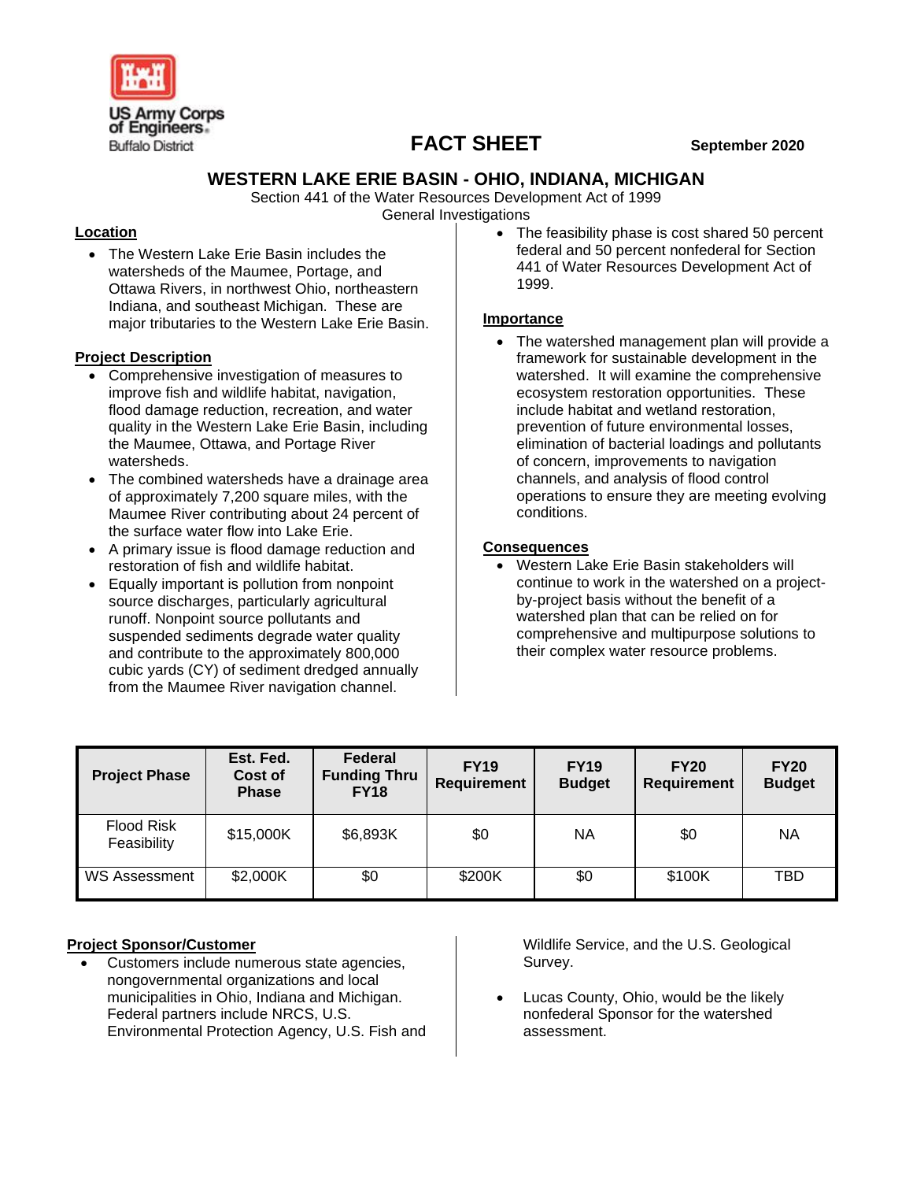US Army Corps of Engineers
Buffalo District

# FACT SHEET

September 2020

## WESTERN LAKE ERIE BASIN - OHIO, INDIANA, MICHIGAN

Section 441 of the Water Resources Development Act of 1999
General Investigations

### Location

- The Western Lake Erie Basin includes the watersheds of the Maumee, Portage, and Ottawa Rivers, in northwest Ohio, northeastern Indiana, and southeast Michigan. These are major tributaries to the Western Lake Erie Basin.

### Project Description

- Comprehensive investigation of measures to improve fish and wildlife habitat, navigation, flood damage reduction, recreation, and water quality in the Western Lake Erie Basin, including the Maumee, Ottawa, and Portage River watersheds.
- The combined watersheds have a drainage area of approximately 7,200 square miles, with the Maumee River contributing about 24 percent of the surface water flow into Lake Erie.
- A primary issue is flood damage reduction and restoration of fish and wildlife habitat.
- Equally important is pollution from nonpoint source discharges, particularly agricultural runoff. Nonpoint source pollutants and suspended sediments degrade water quality and contribute to the approximately 800,000 cubic yards (CY) of sediment dredged annually from the Maumee River navigation channel.
- The feasibility phase is cost shared 50 percent federal and 50 percent nonfederal for Section 441 of Water Resources Development Act of 1999.

### Importance

- The watershed management plan will provide a framework for sustainable development in the watershed. It will examine the comprehensive ecosystem restoration opportunities. These include habitat and wetland restoration, prevention of future environmental losses, elimination of bacterial loadings and pollutants of concern, improvements to navigation channels, and analysis of flood control operations to ensure they are meeting evolving conditions.

### Consequences

- Western Lake Erie Basin stakeholders will continue to work in the watershed on a project-by-project basis without the benefit of a watershed plan that can be relied on for comprehensive and multipurpose solutions to their complex water resource problems.

| Project Phase | Est. Fed. Cost of Phase | Federal Funding Thru FY18 | FY19 Requirement | FY19 Budget | FY20 Requirement | FY20 Budget |
|---|---|---|---|---|---|---|
| Flood Risk Feasibility | $15,000K | $6,893K | $0 | NA | $0 | NA |
| WS Assessment | $2,000K | $0 | $200K | $0 | $100K | TBD |

### Project Sponsor/Customer

- Customers include numerous state agencies, nongovernmental organizations and local municipalities in Ohio, Indiana and Michigan. Federal partners include NRCS, U.S. Environmental Protection Agency, U.S. Fish and Wildlife Service, and the U.S. Geological Survey.
- Lucas County, Ohio, would be the likely nonfederal Sponsor for the watershed assessment.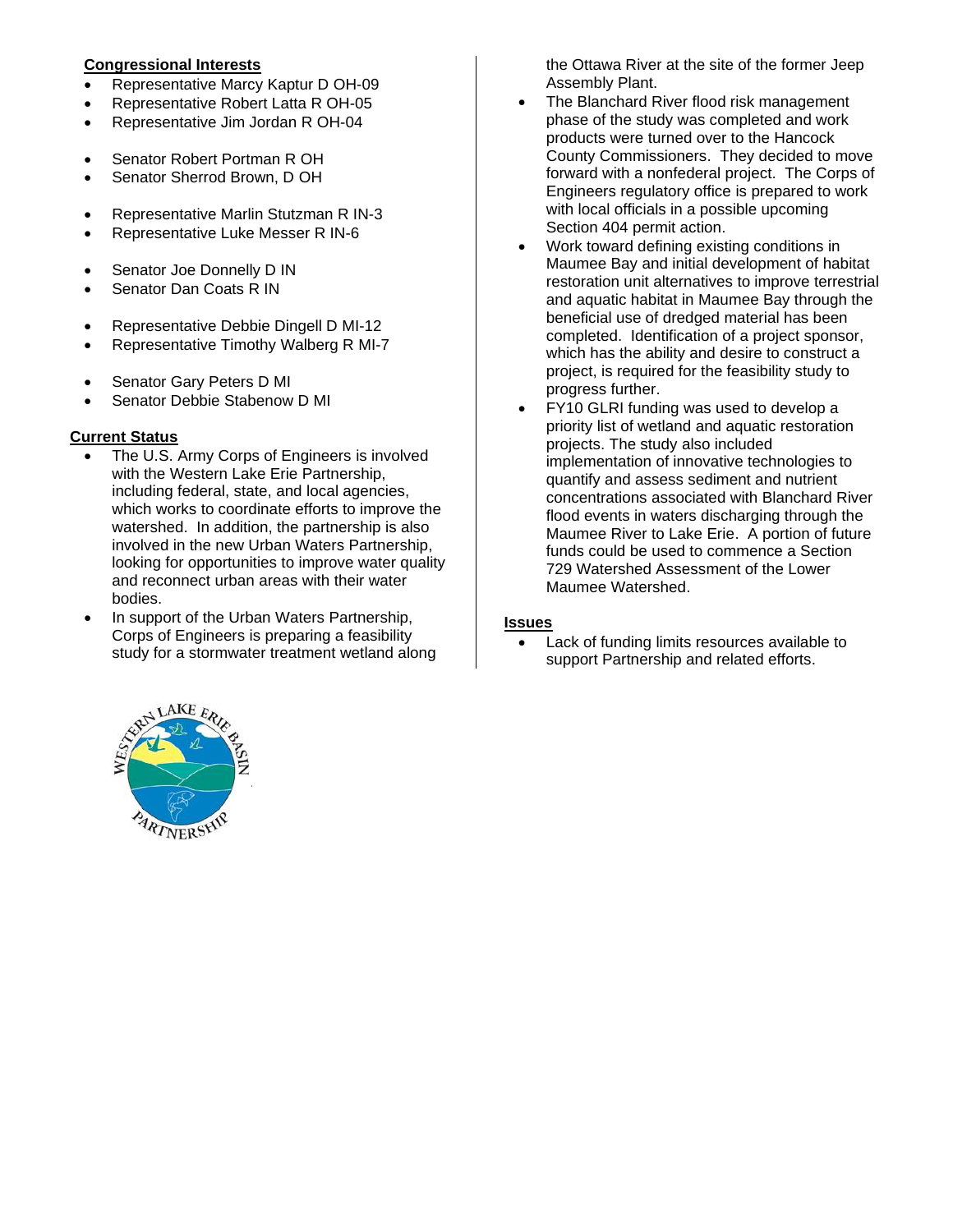**Congressional Interests**

- Representative Marcy Kaptur D OH-09
- Representative Robert Latta R OH-05
- Representative Jim Jordan R OH-04

- Senator Robert Portman R OH
- Senator Sherrod Brown, D OH

- Representative Marlin Stutzman R IN-3
- Representative Luke Messer R IN-6

- Senator Joe Donnelly D IN
- Senator Dan Coats R IN

- Representative Debbie Dingell D MI-12
- Representative Timothy Walberg R MI-7

- Senator Gary Peters D MI
- Senator Debbie Stabenow D MI

**Current Status**

- The U.S. Army Corps of Engineers is involved with the Western Lake Erie Partnership, including federal, state, and local agencies, which works to coordinate efforts to improve the watershed. In addition, the partnership is also involved in the new Urban Waters Partnership, looking for opportunities to improve water quality and reconnect urban areas with their water bodies.
- In support of the Urban Waters Partnership, Corps of Engineers is preparing a feasibility study for a stormwater treatment wetland along the Ottawa River at the site of the former Jeep Assembly Plant.
- The Blanchard River flood risk management phase of the study was completed and work products were turned over to the Hancock County Commissioners. They decided to move forward with a nonfederal project. The Corps of Engineers regulatory office is prepared to work with local officials in a possible upcoming Section 404 permit action.
- Work toward defining existing conditions in Maumee Bay and initial development of habitat restoration unit alternatives to improve terrestrial and aquatic habitat in Maumee Bay through the beneficial use of dredged material has been completed. Identification of a project sponsor, which has the ability and desire to construct a project, is required for the feasibility study to progress further.
- FY10 GLRI funding was used to develop a priority list of wetland and aquatic restoration projects. The study also included implementation of innovative technologies to quantify and assess sediment and nutrient concentrations associated with Blanchard River flood events in waters discharging through the Maumee River to Lake Erie. A portion of future funds could be used to commence a Section 729 Watershed Assessment of the Lower Maumee Watershed.

**Issues**

- Lack of funding limits resources available to support Partnership and related efforts.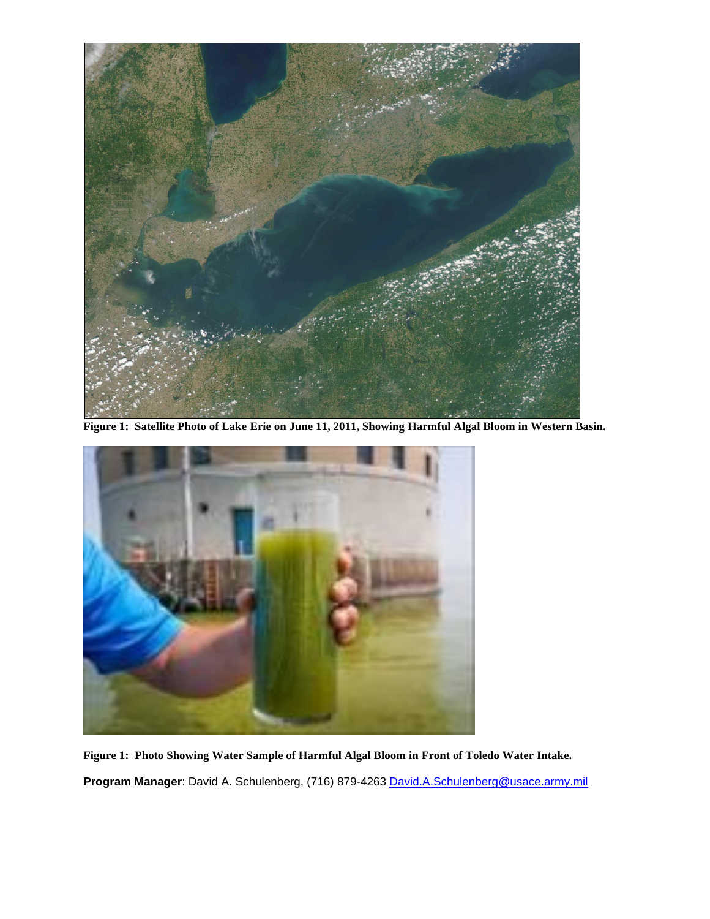**Figure 1: Satellite Photo of Lake Erie on June 11, 2011, Showing Harmful Algal Bloom in Western Basin.**

**Figure 1: Photo Showing Water Sample of Harmful Algal Bloom in Front of Toledo Water Intake.**

**Program Manager**: David A. Schulenberg, (716) 879-4263 David.A.Schulenberg@usace.army.mil